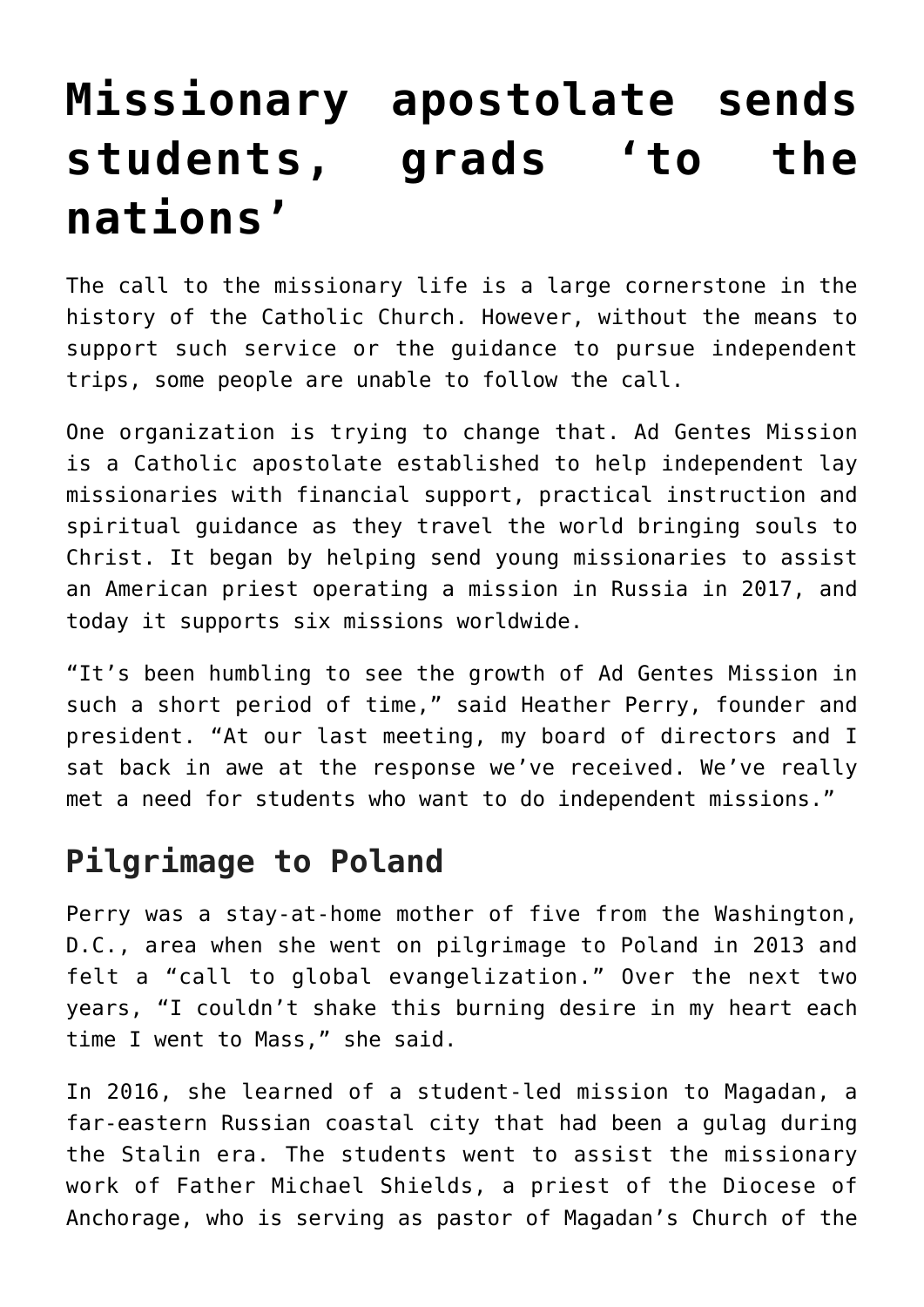# Missionary apostolate sends students, grads 'to the nations'

The call to the missionary life is a large cornerstone in the history of the Catholic Church. However, without the means to support such service or the guidance to pursue independent trips, some people are unable to follow the call.

One organization is trying to change that. Ad Gentes Mission is a Catholic apostolate established to help independent lay missionaries with financial support, practical instruction and spiritual guidance as they travel the world bringing souls to Christ. It began by helping send young missionaries to assist an American priest operating a mission in Russia in 2017, and today it supports six missions worldwide.

"It's been humbling to see the growth of Ad Gentes Mission in such a short period of time," said Heather Perry, founder and president. "At our last meeting, my board of directors and I sat back in awe at the response we've received. We've really met a need for students who want to do independent missions."

## Pilgrimage to Poland

Perry was a stay-at-home mother of five from the Washington, D.C., area when she went on pilgrimage to Poland in 2013 and felt a "call to global evangelization." Over the next two years, "I couldn't shake this burning desire in my heart each time I went to Mass," she said.

In 2016, she learned of a student-led mission to Magadan, a far-eastern Russian coastal city that had been a gulag during the Stalin era. The students went to assist the missionary work of Father Michael Shields, a priest of the Diocese of Anchorage, who is serving as pastor of Magadan's Church of the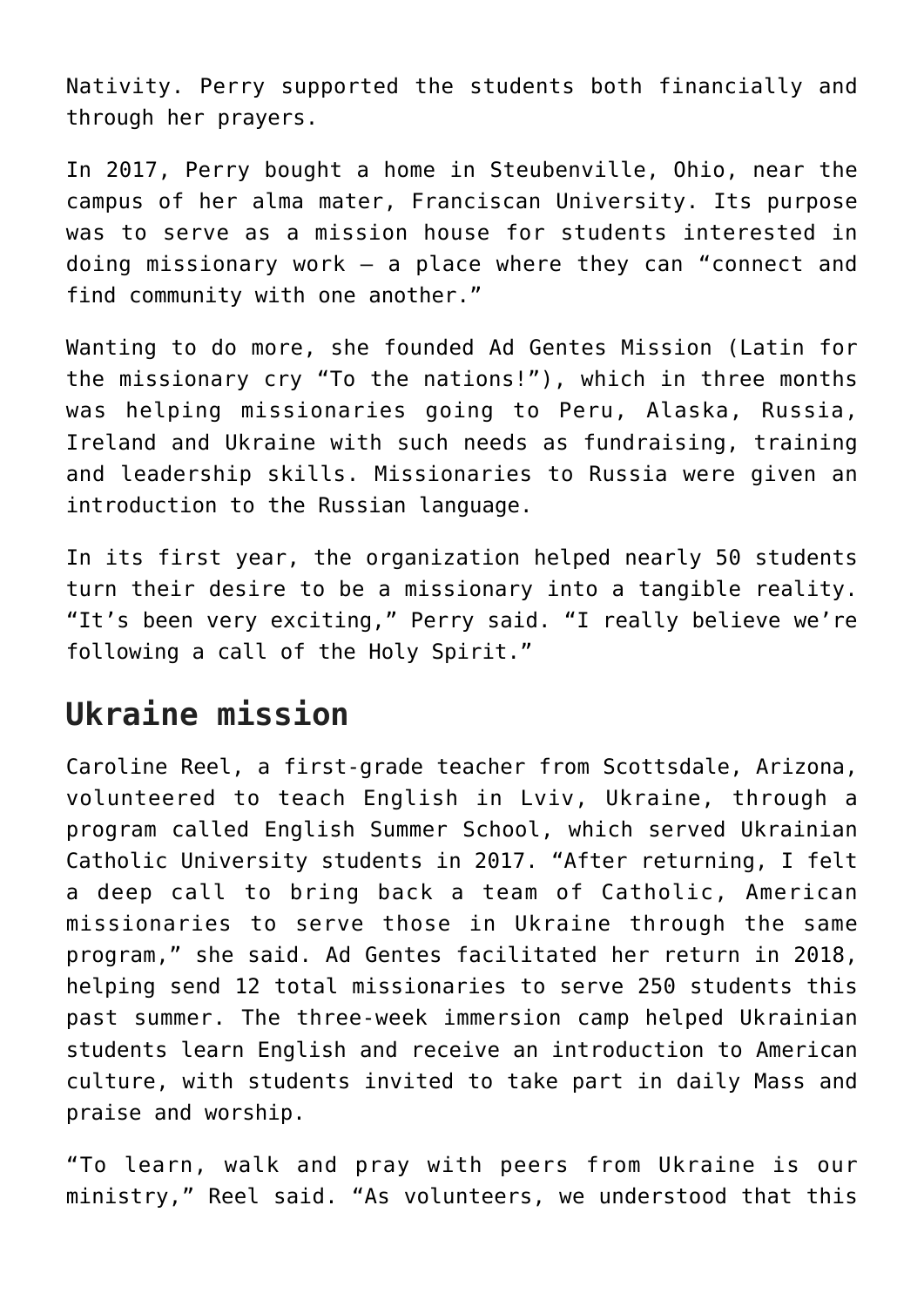Nativity. Perry supported the students both financially and through her prayers.

In 2017, Perry bought a home in Steubenville, Ohio, near the campus of her alma mater, Franciscan University. Its purpose was to serve as a mission house for students interested in doing missionary work — a place where they can "connect and find community with one another."

Wanting to do more, she founded Ad Gentes Mission (Latin for the missionary cry "To the nations!"), which in three months was helping missionaries going to Peru, Alaska, Russia, Ireland and Ukraine with such needs as fundraising, training and leadership skills. Missionaries to Russia were given an introduction to the Russian language.

In its first year, the organization helped nearly 50 students turn their desire to be a missionary into a tangible reality. "It's been very exciting," Perry said. "I really believe we're following a call of the Holy Spirit."

## Ukraine mission

Caroline Reel, a first-grade teacher from Scottsdale, Arizona, volunteered to teach English in Lviv, Ukraine, through a program called English Summer School, which served Ukrainian Catholic University students in 2017. "After returning, I felt a deep call to bring back a team of Catholic, American missionaries to serve those in Ukraine through the same program," she said. Ad Gentes facilitated her return in 2018, helping send 12 total missionaries to serve 250 students this past summer. The three-week immersion camp helped Ukrainian students learn English and receive an introduction to American culture, with students invited to take part in daily Mass and praise and worship.

"To learn, walk and pray with peers from Ukraine is our ministry," Reel said. "As volunteers, we understood that this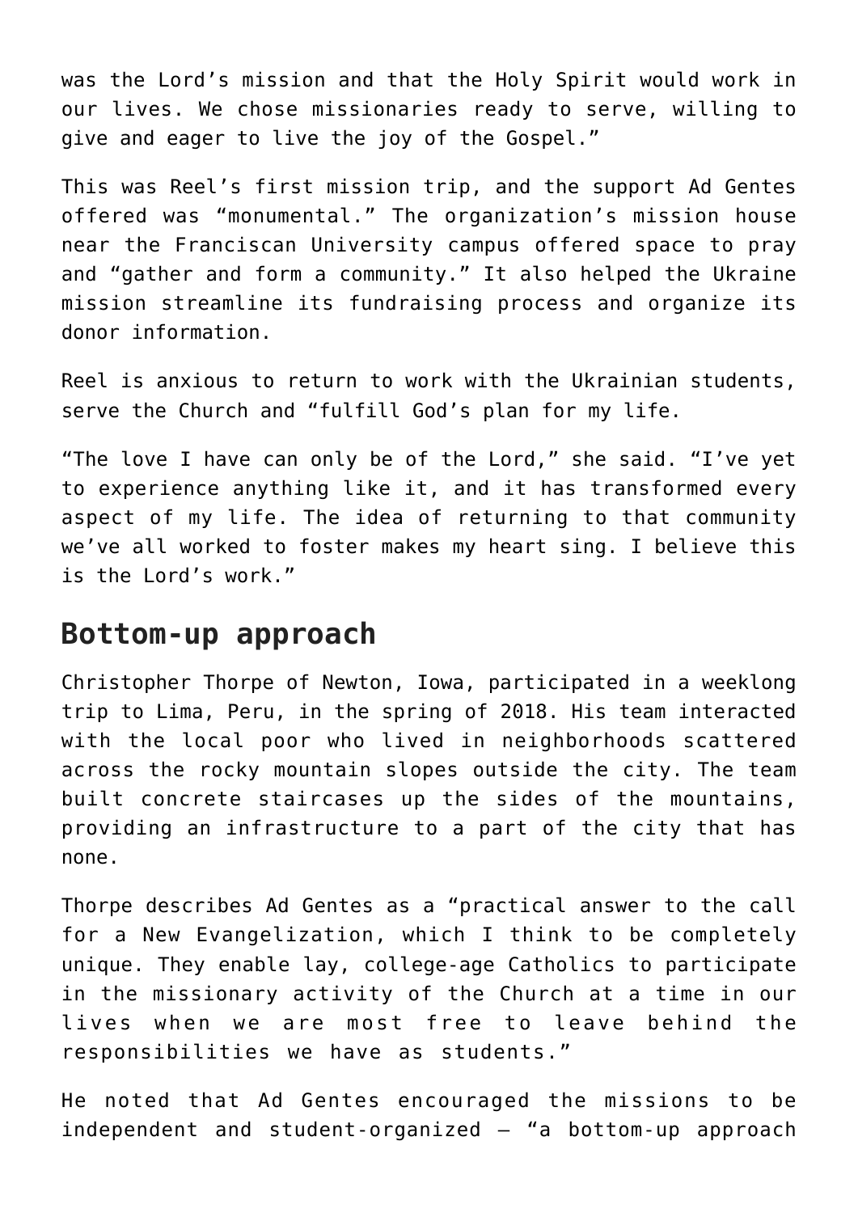was the Lord’s mission and that the Holy Spirit would work in our lives. We chose missionaries ready to serve, willing to give and eager to live the joy of the Gospel.”

This was Reel’s first mission trip, and the support Ad Gentes offered was “monumental.” The organization’s mission house near the Franciscan University campus offered space to pray and “gather and form a community.” It also helped the Ukraine mission streamline its fundraising process and organize its donor information.

Reel is anxious to return to work with the Ukrainian students, serve the Church and “fulfill God’s plan for my life.

“The love I have can only be of the Lord,” she said. “I’ve yet to experience anything like it, and it has transformed every aspect of my life. The idea of returning to that community we’ve all worked to foster makes my heart sing. I believe this is the Lord’s work.”

## Bottom-up approach

Christopher Thorpe of Newton, Iowa, participated in a weeklong trip to Lima, Peru, in the spring of 2018. His team interacted with the local poor who lived in neighborhoods scattered across the rocky mountain slopes outside the city. The team built concrete staircases up the sides of the mountains, providing an infrastructure to a part of the city that has none.

Thorpe describes Ad Gentes as a “practical answer to the call for a New Evangelization, which I think to be completely unique. They enable lay, college-age Catholics to participate in the missionary activity of the Church at a time in our lives when we are most free to leave behind the responsibilities we have as students.”

He noted that Ad Gentes encouraged the missions to be independent and student-organized — “a bottom-up approach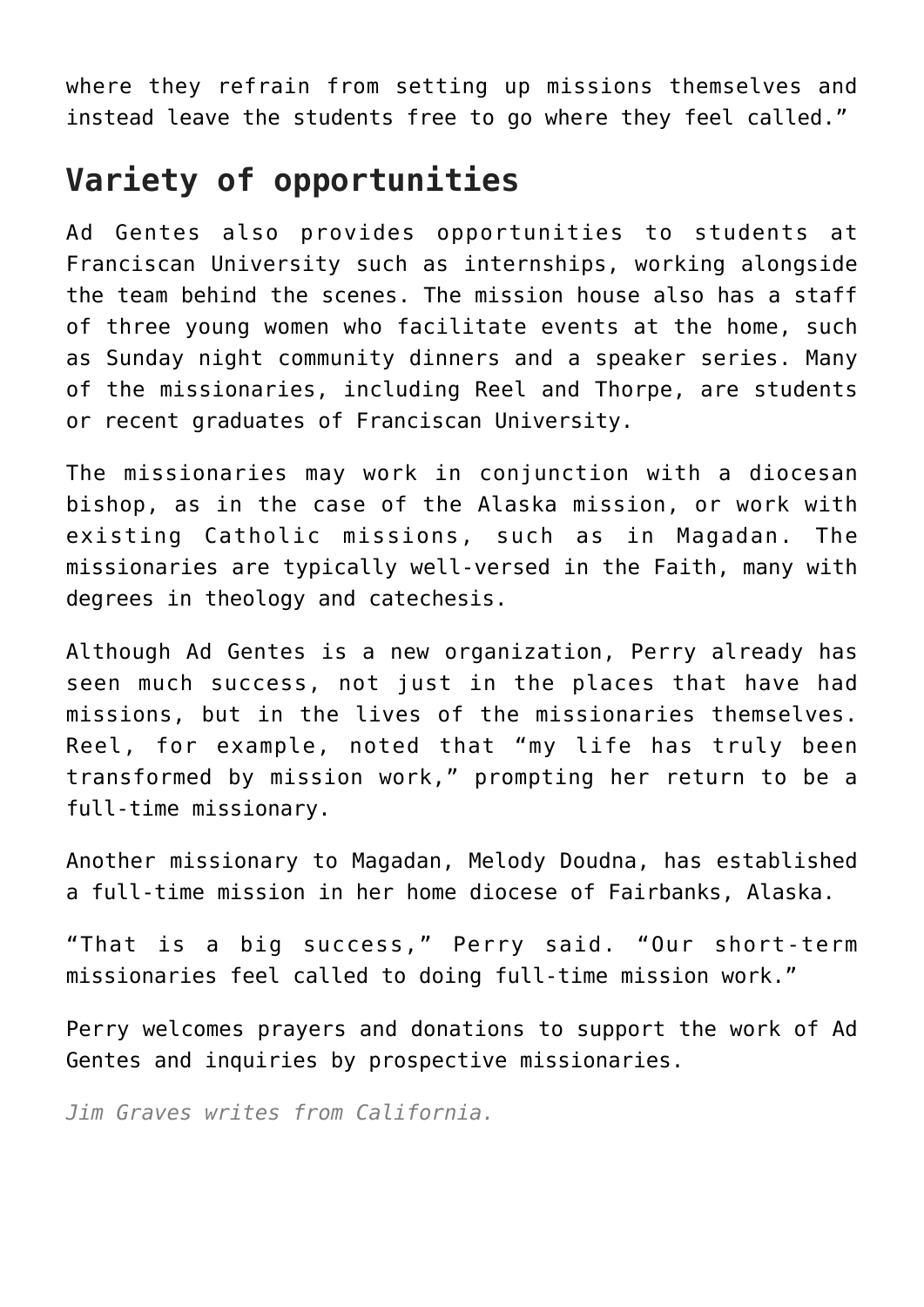where they refrain from setting up missions themselves and instead leave the students free to go where they feel called."

## Variety of opportunities

Ad Gentes also provides opportunities to students at Franciscan University such as internships, working alongside the team behind the scenes. The mission house also has a staff of three young women who facilitate events at the home, such as Sunday night community dinners and a speaker series. Many of the missionaries, including Reel and Thorpe, are students or recent graduates of Franciscan University.

The missionaries may work in conjunction with a diocesan bishop, as in the case of the Alaska mission, or work with existing Catholic missions, such as in Magadan. The missionaries are typically well-versed in the Faith, many with degrees in theology and catechesis.

Although Ad Gentes is a new organization, Perry already has seen much success, not just in the places that have had missions, but in the lives of the missionaries themselves. Reel, for example, noted that "my life has truly been transformed by mission work," prompting her return to be a full-time missionary.

Another missionary to Magadan, Melody Doudna, has established a full-time mission in her home diocese of Fairbanks, Alaska.

"That is a big success," Perry said. "Our short-term missionaries feel called to doing full-time mission work."

Perry welcomes prayers and donations to support the work of Ad Gentes and inquiries by prospective missionaries.

*Jim Graves writes from California.*